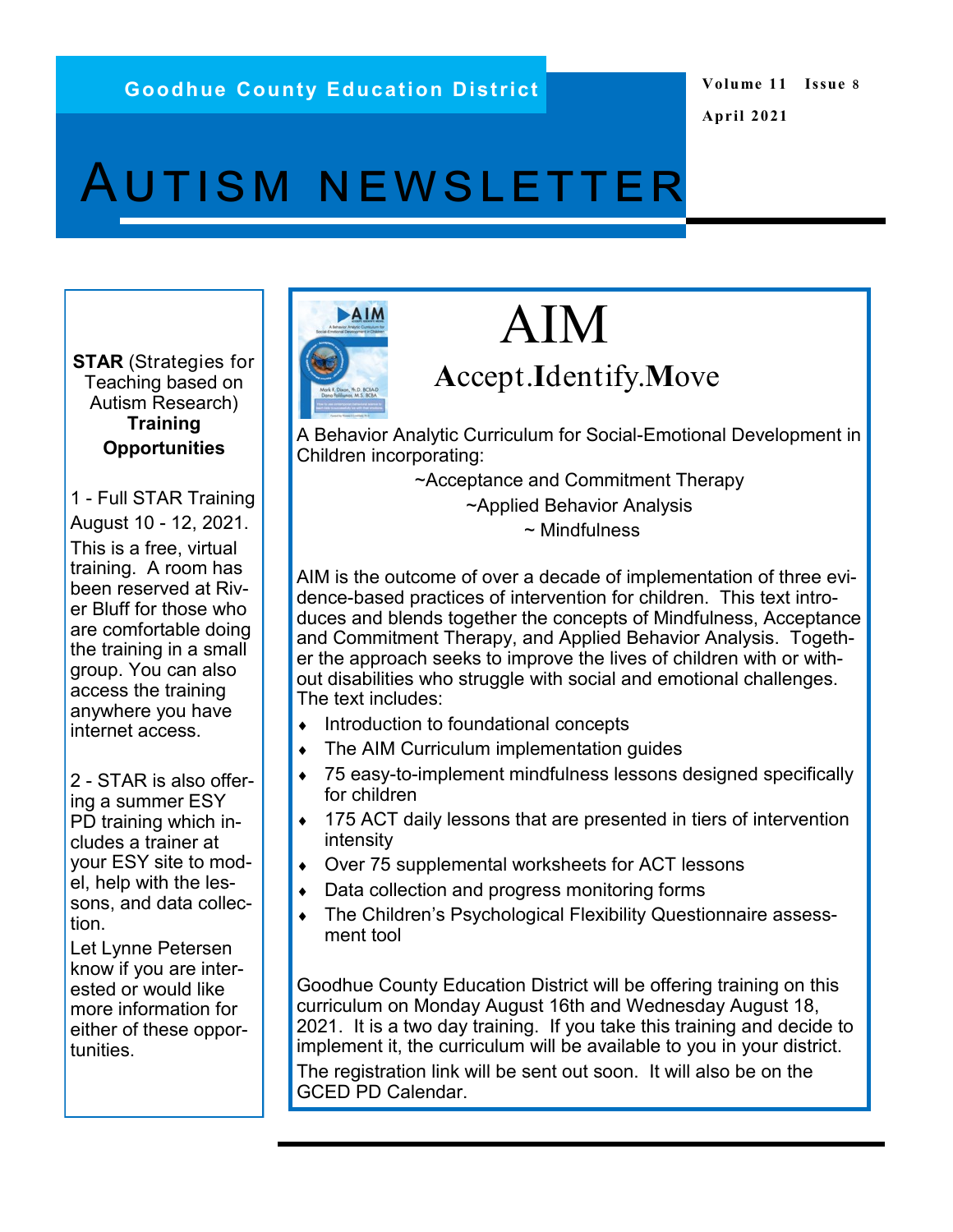Goodhue County Education District

Volume 11 Issue 8

April 2021

# AUTISM NEWSLETTER

**STAR** (Strategies for Teaching based on Autism Research) **Training Opportunities**

1 - Full STAR Training August 10 - 12, 2021. This is a free, virtual training. A room has been reserved at River Bluff for those who are comfortable doing the training in a small group. You can also access the training anywhere you have internet access.

2 - STAR is also offering a summer ESY PD training which includes a trainer at your ESY site to model, help with the lessons, and data collection.

Let Lynne Petersen know if you are interested or would like more information for either of these opportunities.

## AIM

### Accept.Identify.Move

A Behavior Analytic Curriculum for Social-Emotional Development in Children incorporating:

~Acceptance and Commitment Therapy

~Applied Behavior Analysis

~ Mindfulness

AIM is the outcome of over a decade of implementation of three evidence-based practices of intervention for children. This text introduces and blends together the concepts of Mindfulness, Acceptance and Commitment Therapy, and Applied Behavior Analysis. Together the approach seeks to improve the lives of children with or without disabilities who struggle with social and emotional challenges. The text includes:

- Introduction to foundational concepts
- The AIM Curriculum implementation guides
- 75 easy-to-implement mindfulness lessons designed specifically for children
- 175 ACT daily lessons that are presented in tiers of intervention intensity
- Over 75 supplemental worksheets for ACT lessons
- Data collection and progress monitoring forms
- The Children's Psychological Flexibility Questionnaire assessment tool

Goodhue County Education District will be offering training on this curriculum on Monday August 16th and Wednesday August 18, 2021. It is a two day training. If you take this training and decide to implement it, the curriculum will be available to you in your district.

The registration link will be sent out soon. It will also be on the GCED PD Calendar.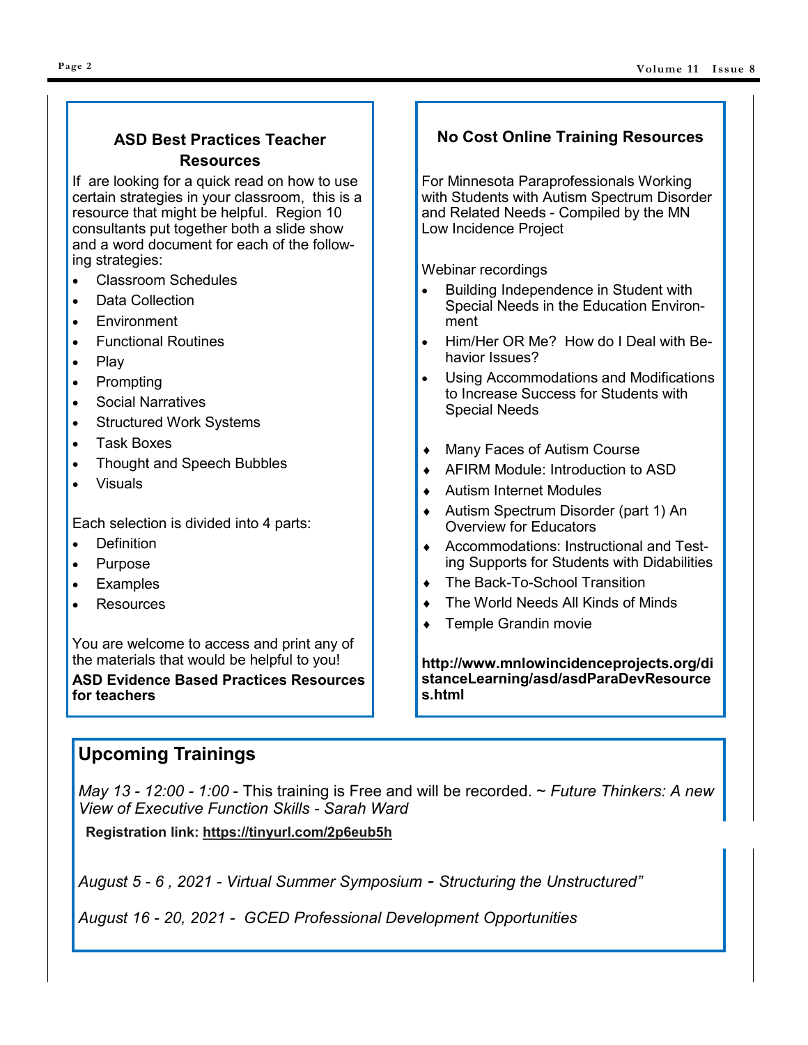## ASD Best Practices Teacher Resources

If are looking for a quick read on how to use certain strategies in your classroom, this is a resource that might be helpful. Region 10 consultants put together both a slide show and a word document for each of the following strategies:

- Classroom Schedules
- Data Collection
- Environment
- Functional Routines
- Play
- Prompting
- Social Narratives
- Structured Work Systems
- Task Boxes
- Thought and Speech Bubbles
- Visuals

Each selection is divided into 4 parts:

- Definition
- Purpose
- Examples
- Resources

You are welcome to access and print any of the materials that would be helpful to you!

**ASD Evidence Based Practices Resources for teachers**

## No Cost Online Training Resources

For Minnesota Paraprofessionals Working with Students with Autism Spectrum Disorder and Related Needs - Compiled by the MN Low Incidence Project

Webinar recordings

- Building Independence in Student with Special Needs in the Education Environment
- Him/Her OR Me? How do I Deal with Behavior Issues?
- Using Accommodations and Modifications to Increase Success for Students with Special Needs

- Many Faces of Autism Course
- AFIRM Module: Introduction to ASD
- Autism Internet Modules
- Autism Spectrum Disorder (part 1) An Overview for Educators
- Accommodations: Instructional and Testing Supports for Students with Didabilities
- The Back-To-School Transition
- The World Needs All Kinds of Minds
- Temple Grandin movie

**http://www.mnlowincidenceprojects.org/distanceLearning/asd/asdParaDevResources.html**

## Upcoming Trainings

*May 13 - 12:00 - 1:00* - This training is Free and will be recorded. ~ *Future Thinkers: A new View of Executive Function Skills - Sarah Ward*

**Registration link: https://tinyurl.com/2p6eub5h**

*August 5 - 6 , 2021 - Virtual Summer Symposium - Structuring the Unstructured"*

*August 16 - 20, 2021 - GCED Professional Development Opportunities*